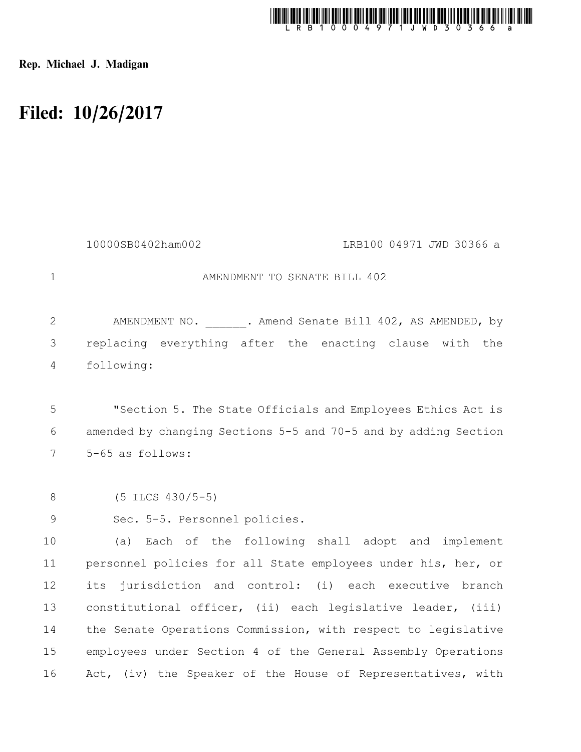Rep. Michael J. Madigan

# Filed: 10/26/2017

10000SB0402ham002 LRB100 04971 JWD 30366 a

AMENDMENT TO SENATE BILL 402

AMENDMENT NO. ______. Amend Senate Bill 402, AS AMENDED, by replacing everything after the enacting clause with the following:

"Section 5. The State Officials and Employees Ethics Act is amended by changing Sections 5-5 and 70-5 and by adding Section 5-65 as follows:

(5 ILCS 430/5-5)

Sec. 5-5. Personnel policies.

(a) Each of the following shall adopt and implement personnel policies for all State employees under his, her, or its jurisdiction and control: (i) each executive branch constitutional officer, (ii) each legislative leader, (iii) the Senate Operations Commission, with respect to legislative employees under Section 4 of the General Assembly Operations Act, (iv) the Speaker of the House of Representatives, with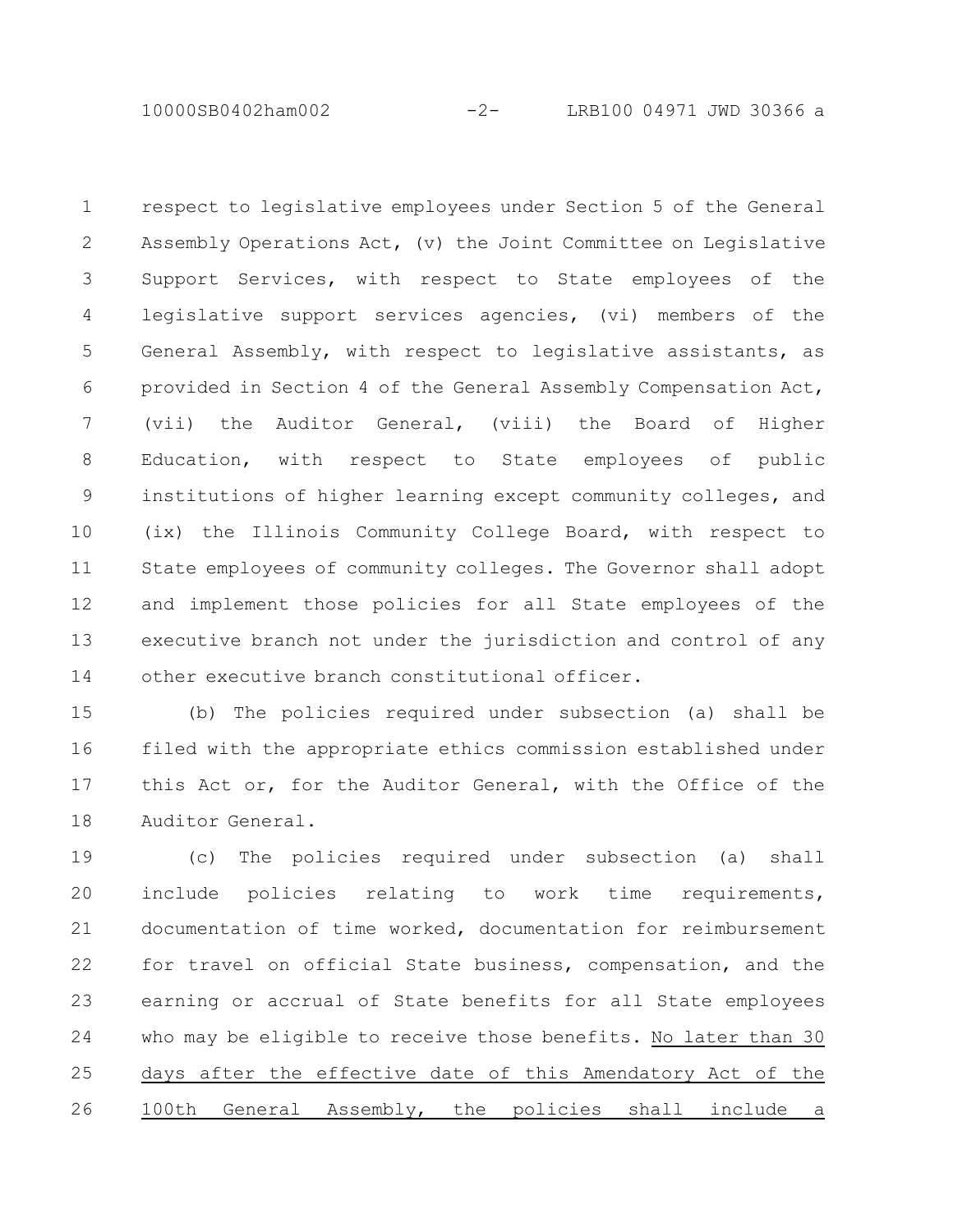respect to legislative employees under Section 5 of the General Assembly Operations Act, (v) the Joint Committee on Legislative Support Services, with respect to State employees of the legislative support services agencies, (vi) members of the General Assembly, with respect to legislative assistants, as provided in Section 4 of the General Assembly Compensation Act, (vii) the Auditor General, (viii) the Board of Higher Education, with respect to State employees of public institutions of higher learning except community colleges, and (ix) the Illinois Community College Board, with respect to State employees of community colleges. The Governor shall adopt and implement those policies for all State employees of the executive branch not under the jurisdiction and control of any other executive branch constitutional officer.

(b) The policies required under subsection (a) shall be filed with the appropriate ethics commission established under this Act or, for the Auditor General, with the Office of the Auditor General.

(c) The policies required under subsection (a) shall include policies relating to work time requirements, documentation of time worked, documentation for reimbursement for travel on official State business, compensation, and the earning or accrual of State benefits for all State employees who may be eligible to receive those benefits. No later than 30 days after the effective date of this Amendatory Act of the 100th General Assembly, the policies shall include a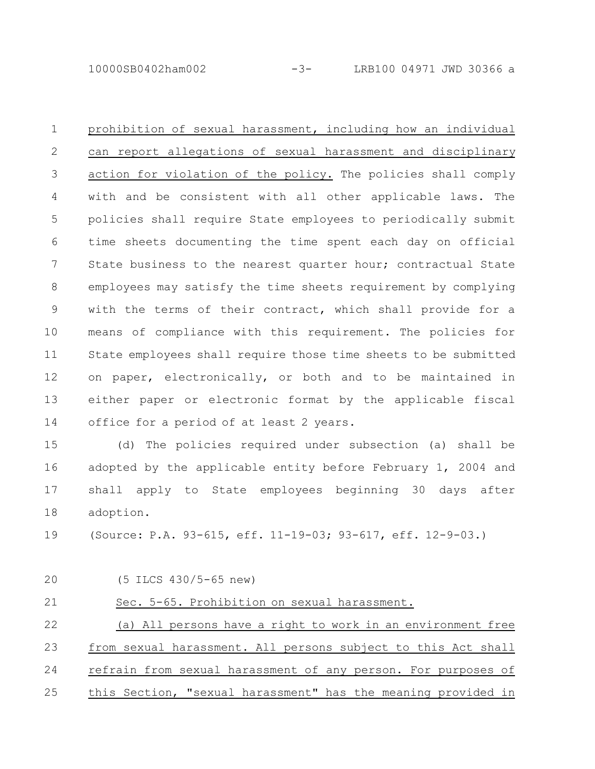prohibition of sexual harassment, including how an individual can report allegations of sexual harassment and disciplinary action for violation of the policy. The policies shall comply with and be consistent with all other applicable laws. The policies shall require State employees to periodically submit time sheets documenting the time spent each day on official State business to the nearest quarter hour; contractual State employees may satisfy the time sheets requirement by complying with the terms of their contract, which shall provide for a means of compliance with this requirement. The policies for State employees shall require those time sheets to be submitted on paper, electronically, or both and to be maintained in either paper or electronic format by the applicable fiscal office for a period of at least 2 years.

(d) The policies required under subsection (a) shall be adopted by the applicable entity before February 1, 2004 and shall apply to State employees beginning 30 days after adoption.

(Source: P.A. 93-615, eff. 11-19-03; 93-617, eff. 12-9-03.)

(5 ILCS 430/5-65 new)

Sec. 5-65. Prohibition on sexual harassment.

(a) All persons have a right to work in an environment free from sexual harassment. All persons subject to this Act shall refrain from sexual harassment of any person. For purposes of this Section, "sexual harassment" has the meaning provided in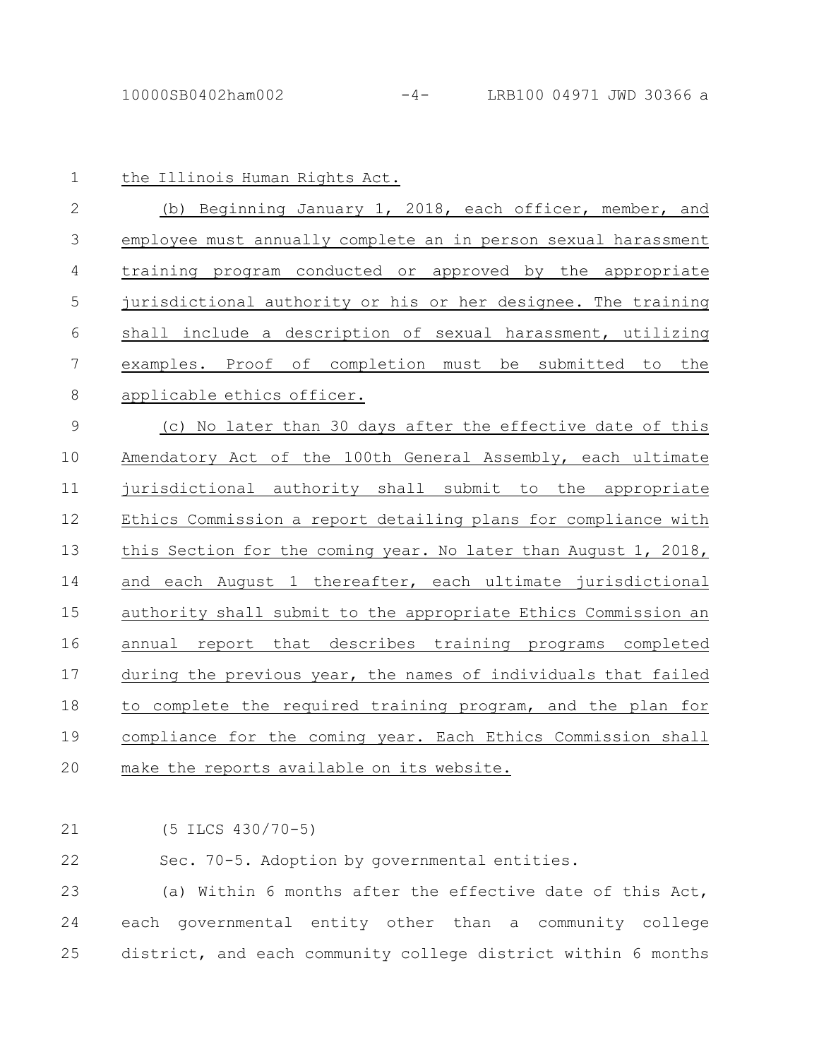the Illinois Human Rights Act.

(b) Beginning January 1, 2018, each officer, member, and employee must annually complete an in person sexual harassment training program conducted or approved by the appropriate jurisdictional authority or his or her designee. The training shall include a description of sexual harassment, utilizing examples. Proof of completion must be submitted to the applicable ethics officer.

(c) No later than 30 days after the effective date of this Amendatory Act of the 100th General Assembly, each ultimate jurisdictional authority shall submit to the appropriate Ethics Commission a report detailing plans for compliance with this Section for the coming year. No later than August 1, 2018, and each August 1 thereafter, each ultimate jurisdictional authority shall submit to the appropriate Ethics Commission an annual report that describes training programs completed during the previous year, the names of individuals that failed to complete the required training program, and the plan for compliance for the coming year. Each Ethics Commission shall make the reports available on its website.

(5 ILCS 430/70-5)

Sec. 70-5. Adoption by governmental entities.

(a) Within 6 months after the effective date of this Act, each governmental entity other than a community college district, and each community college district within 6 months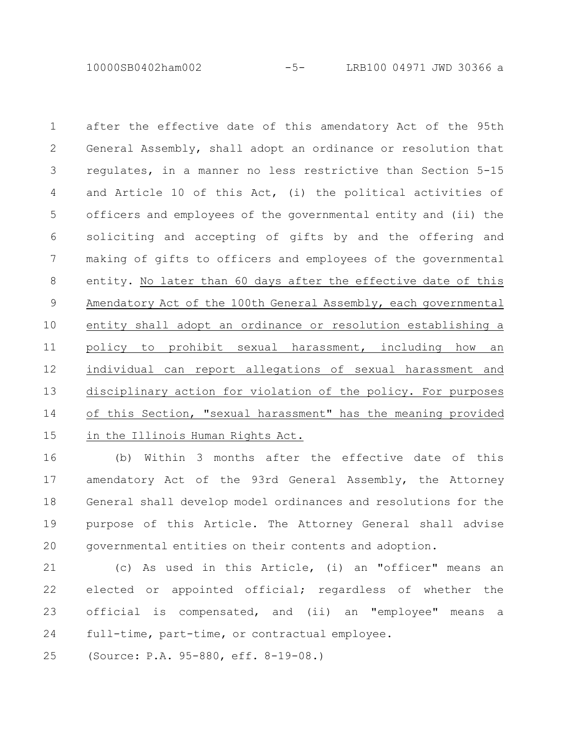after the effective date of this amendatory Act of the 95th General Assembly, shall adopt an ordinance or resolution that regulates, in a manner no less restrictive than Section 5-15 and Article 10 of this Act, (i) the political activities of officers and employees of the governmental entity and (ii) the soliciting and accepting of gifts by and the offering and making of gifts to officers and employees of the governmental entity. <u>No later than 60 days after the effective date of this Amendatory Act of the 100th General Assembly, each governmental entity shall adopt an ordinance or resolution establishing a policy to prohibit sexual harassment, including how an individual can report allegations of sexual harassment and disciplinary action for violation of the policy. For purposes of this Section, "sexual harassment" has the meaning provided in the Illinois Human Rights Act.</u>

(b) Within 3 months after the effective date of this amendatory Act of the 93rd General Assembly, the Attorney General shall develop model ordinances and resolutions for the purpose of this Article. The Attorney General shall advise governmental entities on their contents and adoption.

(c) As used in this Article, (i) an "officer" means an elected or appointed official; regardless of whether the official is compensated, and (ii) an "employee" means a full-time, part-time, or contractual employee.

(Source: P.A. 95-880, eff. 8-19-08.)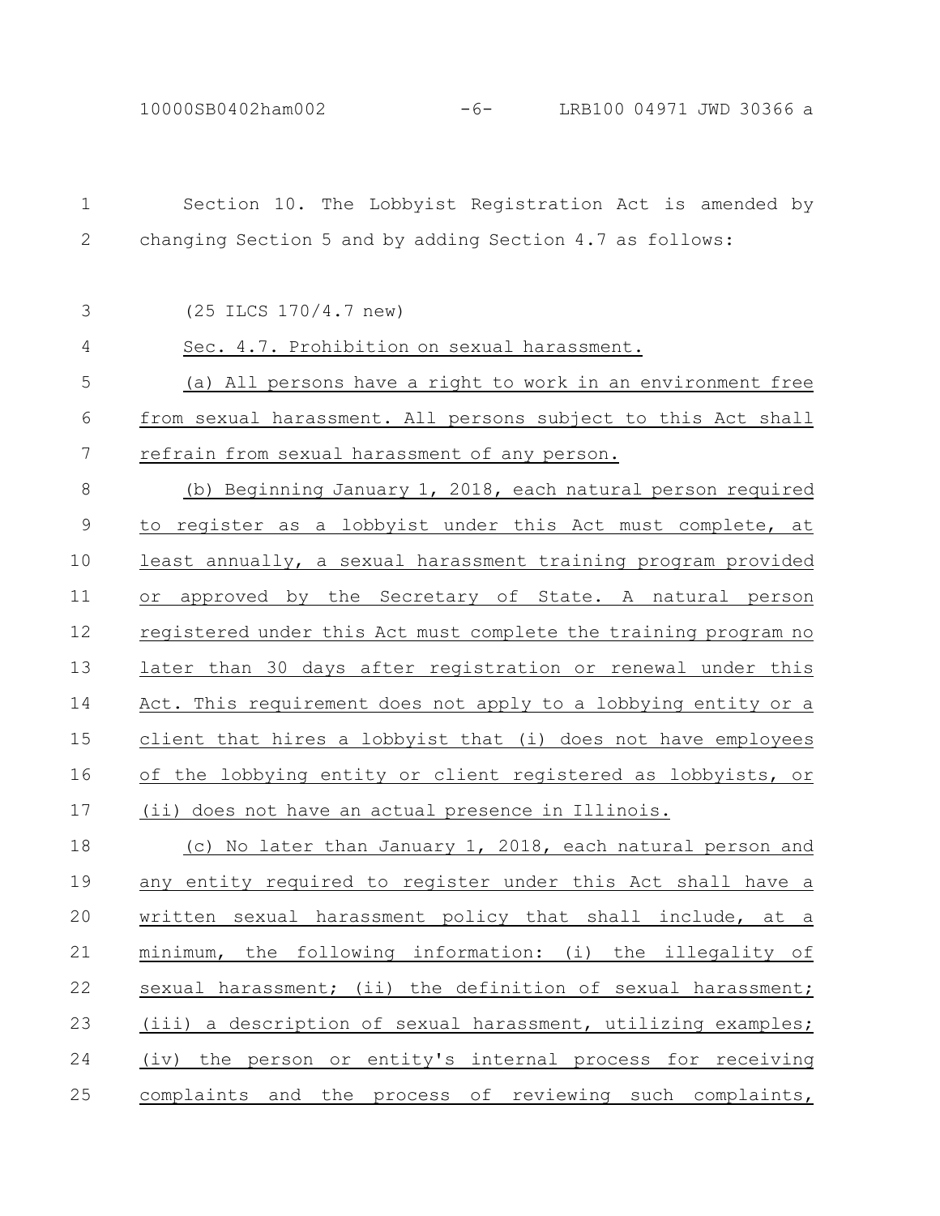Section 10. The Lobbyist Registration Act is amended by changing Section 5 and by adding Section 4.7 as follows:

(25 ILCS 170/4.7 new)

Sec. 4.7. Prohibition on sexual harassment.

(a) All persons have a right to work in an environment free from sexual harassment. All persons subject to this Act shall refrain from sexual harassment of any person.

(b) Beginning January 1, 2018, each natural person required to register as a lobbyist under this Act must complete, at least annually, a sexual harassment training program provided or approved by the Secretary of State. A natural person registered under this Act must complete the training program no later than 30 days after registration or renewal under this Act. This requirement does not apply to a lobbying entity or a client that hires a lobbyist that (i) does not have employees of the lobbying entity or client registered as lobbyists, or (ii) does not have an actual presence in Illinois.

(c) No later than January 1, 2018, each natural person and any entity required to register under this Act shall have a written sexual harassment policy that shall include, at a minimum, the following information: (i) the illegality of sexual harassment; (ii) the definition of sexual harassment; (iii) a description of sexual harassment, utilizing examples; (iv) the person or entity's internal process for receiving complaints and the process of reviewing such complaints,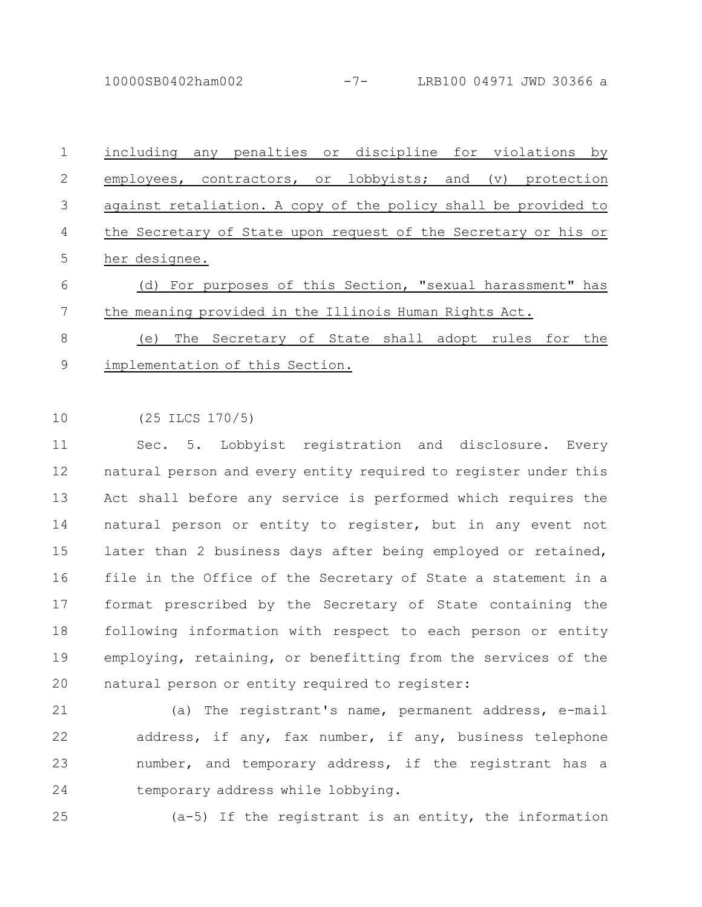including any penalties or discipline for violations by employees, contractors, or lobbyists; and (v) protection against retaliation. A copy of the policy shall be provided to the Secretary of State upon request of the Secretary or his or her designee.

(d) For purposes of this Section, "sexual harassment" has the meaning provided in the Illinois Human Rights Act.

(e) The Secretary of State shall adopt rules for the implementation of this Section.

(25 ILCS 170/5)

Sec. 5. Lobbyist registration and disclosure. Every natural person and every entity required to register under this Act shall before any service is performed which requires the natural person or entity to register, but in any event not later than 2 business days after being employed or retained, file in the Office of the Secretary of State a statement in a format prescribed by the Secretary of State containing the following information with respect to each person or entity employing, retaining, or benefitting from the services of the natural person or entity required to register:

(a) The registrant's name, permanent address, e-mail address, if any, fax number, if any, business telephone number, and temporary address, if the registrant has a temporary address while lobbying.

(a-5) If the registrant is an entity, the information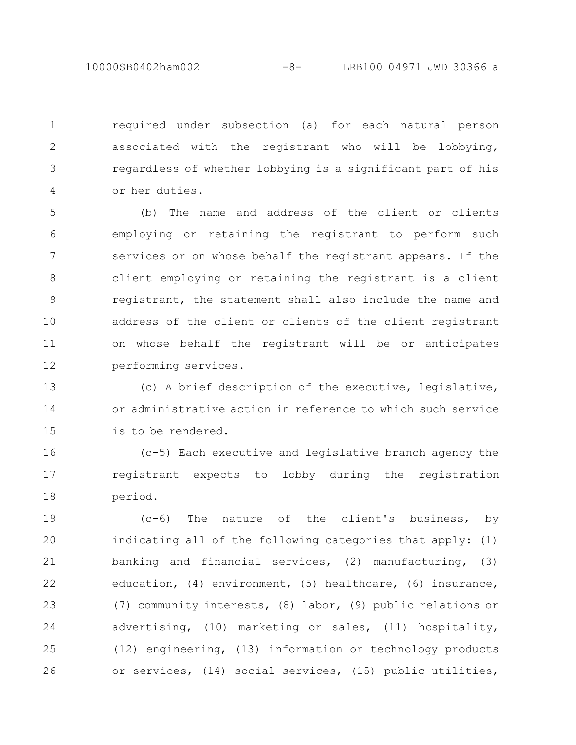required under subsection (a) for each natural person associated with the registrant who will be lobbying, regardless of whether lobbying is a significant part of his or her duties.

(b) The name and address of the client or clients employing or retaining the registrant to perform such services or on whose behalf the registrant appears. If the client employing or retaining the registrant is a client registrant, the statement shall also include the name and address of the client or clients of the client registrant on whose behalf the registrant will be or anticipates performing services.

(c) A brief description of the executive, legislative, or administrative action in reference to which such service is to be rendered.

(c-5) Each executive and legislative branch agency the registrant expects to lobby during the registration period.

(c-6) The nature of the client's business, by indicating all of the following categories that apply: (1) banking and financial services, (2) manufacturing, (3) education, (4) environment, (5) healthcare, (6) insurance, (7) community interests, (8) labor, (9) public relations or advertising, (10) marketing or sales, (11) hospitality, (12) engineering, (13) information or technology products or services, (14) social services, (15) public utilities,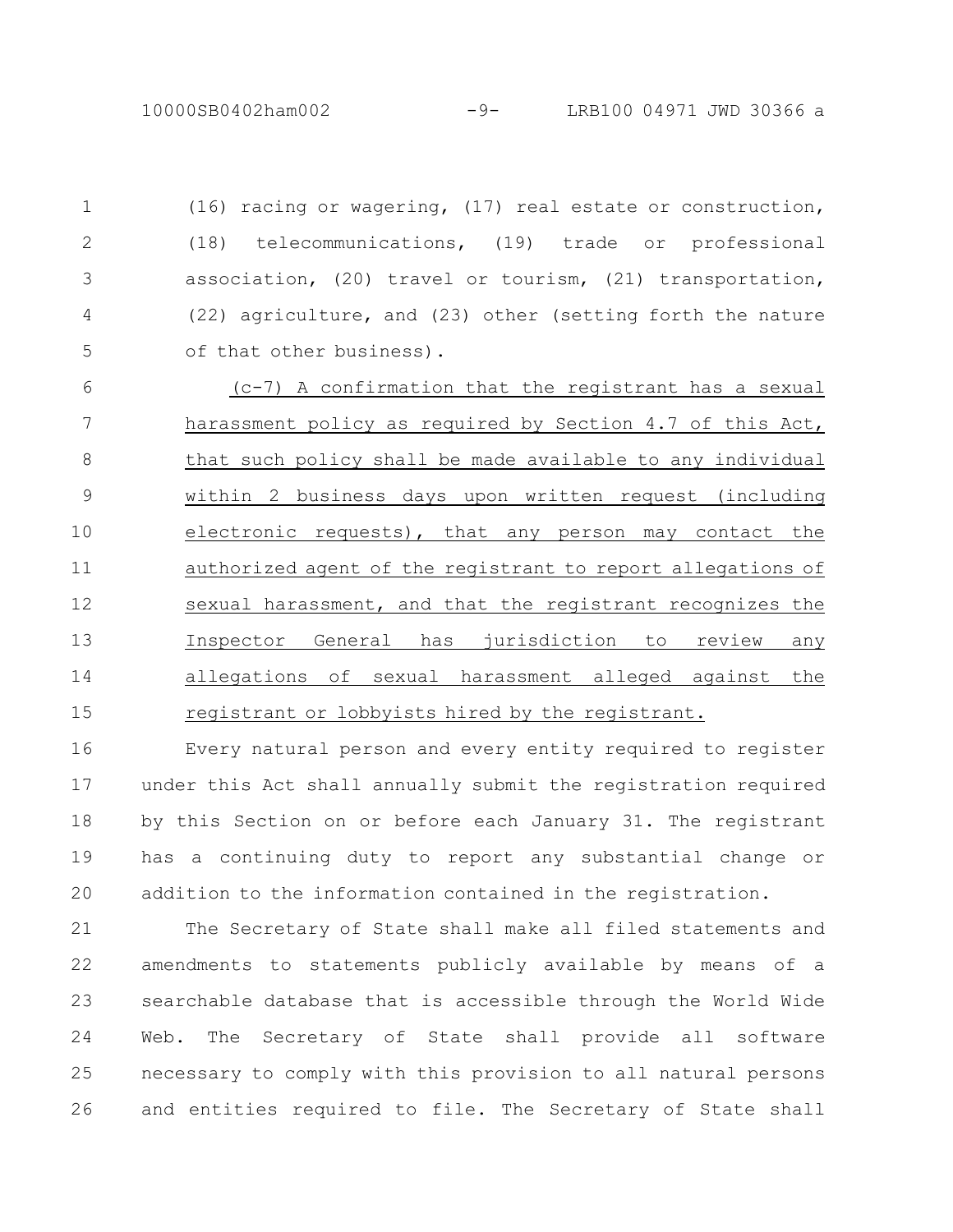(16) racing or wagering, (17) real estate or construction, (18) telecommunications, (19) trade or professional association, (20) travel or tourism, (21) transportation, (22) agriculture, and (23) other (setting forth the nature of that other business).

(c-7) A confirmation that the registrant has a sexual harassment policy as required by Section 4.7 of this Act, that such policy shall be made available to any individual within 2 business days upon written request (including electronic requests), that any person may contact the authorized agent of the registrant to report allegations of sexual harassment, and that the registrant recognizes the Inspector General has jurisdiction to review any allegations of sexual harassment alleged against the registrant or lobbyists hired by the registrant.

Every natural person and every entity required to register under this Act shall annually submit the registration required by this Section on or before each January 31. The registrant has a continuing duty to report any substantial change or addition to the information contained in the registration.

The Secretary of State shall make all filed statements and amendments to statements publicly available by means of a searchable database that is accessible through the World Wide Web. The Secretary of State shall provide all software necessary to comply with this provision to all natural persons and entities required to file. The Secretary of State shall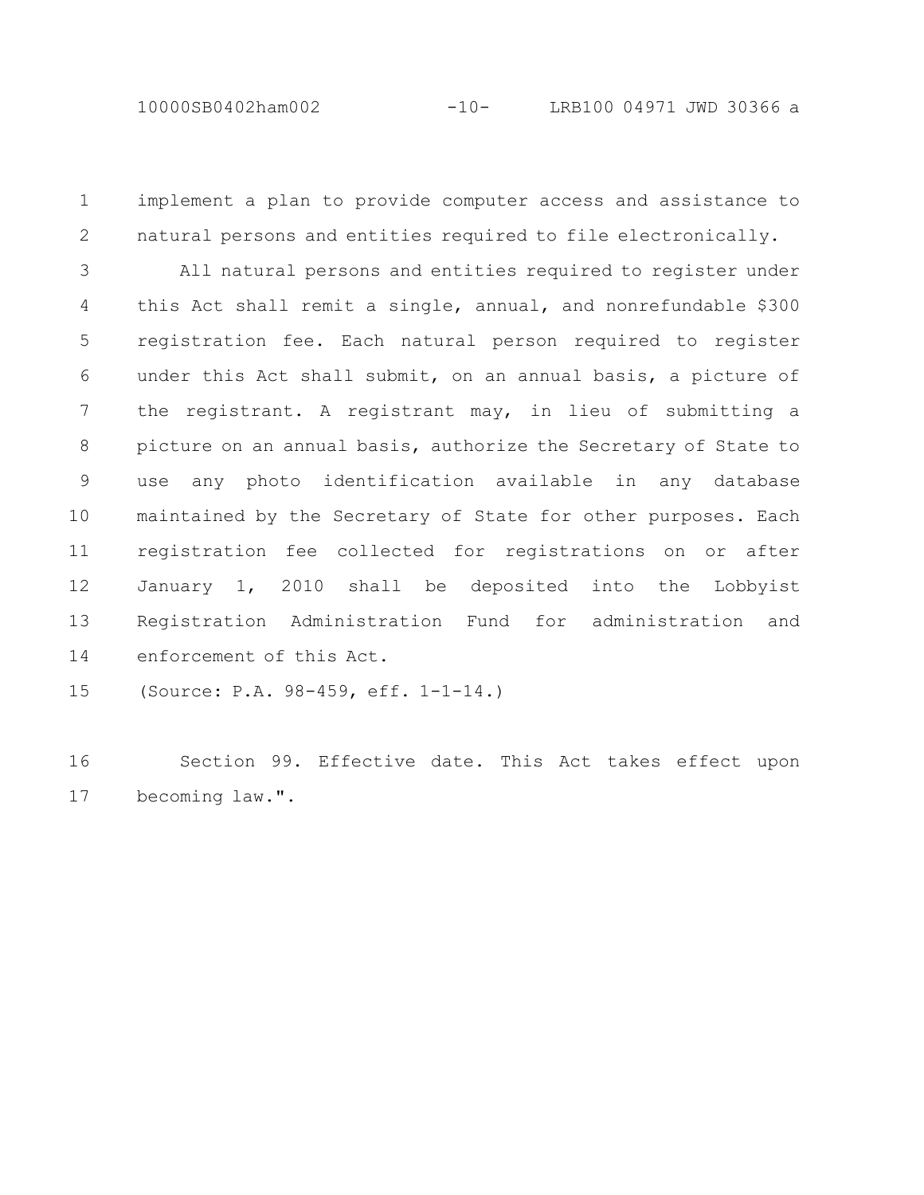implement a plan to provide computer access and assistance to natural persons and entities required to file electronically.

All natural persons and entities required to register under this Act shall remit a single, annual, and nonrefundable $300 registration fee. Each natural person required to register under this Act shall submit, on an annual basis, a picture of the registrant. A registrant may, in lieu of submitting a picture on an annual basis, authorize the Secretary of State to use any photo identification available in any database maintained by the Secretary of State for other purposes. Each registration fee collected for registrations on or after January 1, 2010 shall be deposited into the Lobbyist Registration Administration Fund for administration and enforcement of this Act.

(Source: P.A. 98-459, eff. 1-1-14.)

Section 99. Effective date. This Act takes effect upon becoming law.".